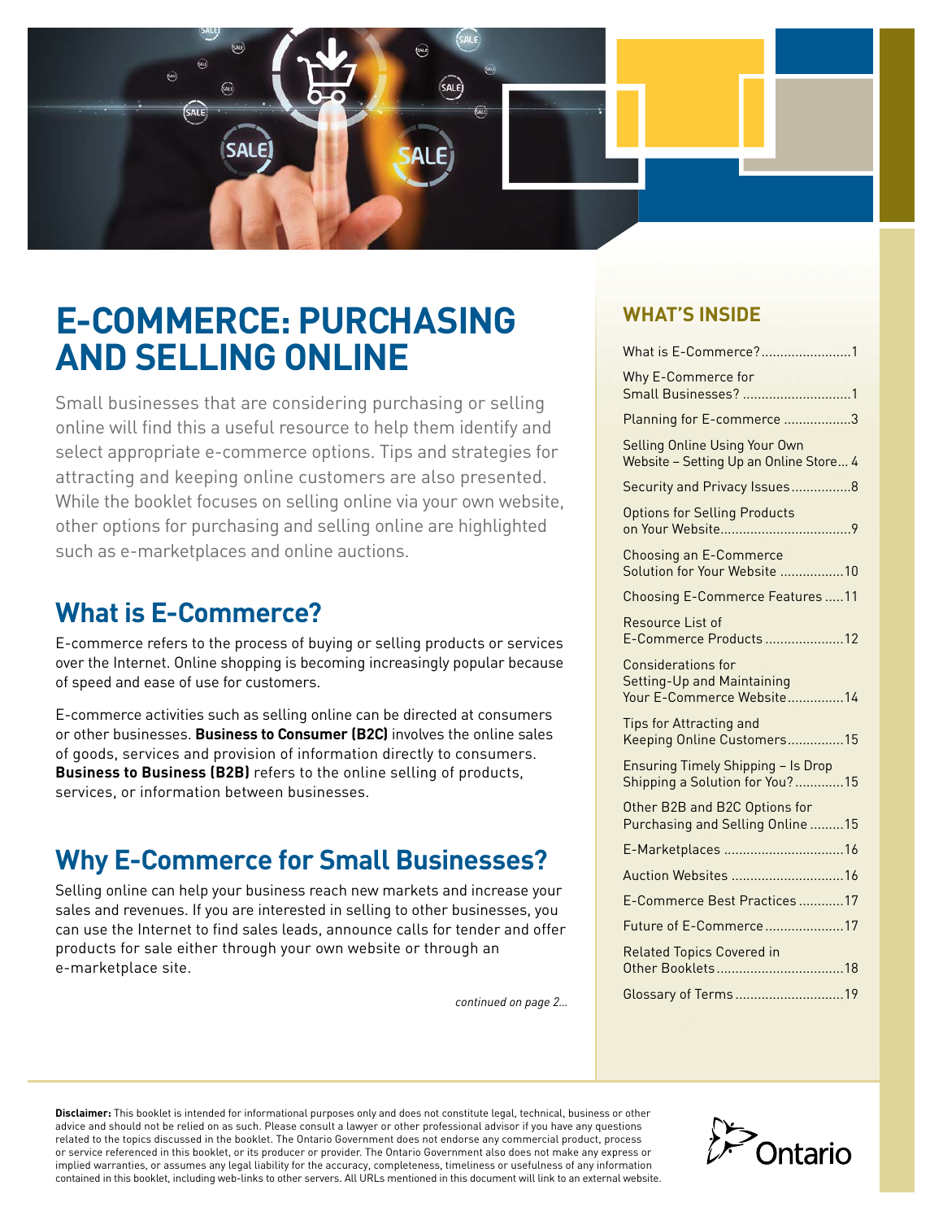# E-COMMERCE: PURCHASING AND SELLING ONLINE

Small businesses that are considering purchasing or selling online will find this a useful resource to help them identify and select appropriate e-commerce options. Tips and strategies for attracting and keeping online customers are also presented. While the booklet focuses on selling online via your own website, other options for purchasing and selling online are highlighted such as e-marketplaces and online auctions.

## What is E-Commerce?

E-commerce refers to the process of buying or selling products or services over the Internet. Online shopping is becoming increasingly popular because of speed and ease of use for customers.

E-commerce activities such as selling online can be directed at consumers or other businesses. **Business to Consumer (B2C)** involves the online sales of goods, services and provision of information directly to consumers. **Business to Business (B2B)** refers to the online selling of products, services, or information between businesses.

## Why E-Commerce for Small Businesses?

Selling online can help your business reach new markets and increase your sales and revenues. If you are interested in selling to other businesses, you can use the Internet to find sales leads, announce calls for tender and offer products for sale either through your own website or through an e-marketplace site.

*continued on page 2...*

## WHAT'S INSIDE

- What is E-Commerce? ........................1
- Why E-Commerce for Small Businesses? ............................1
- Planning for E-commerce ..................3
- Selling Online Using Your Own Website – Setting Up an Online Store... 4
- Security and Privacy Issues................8
- Options for Selling Products on Your Website..................................9
- Choosing an E-Commerce Solution for Your Website .................10
- Choosing E-Commerce Features .....11
- Resource List of E-Commerce Products .....................12
- Considerations for Setting-Up and Maintaining Your E-Commerce Website...............14
- Tips for Attracting and Keeping Online Customers...............15
- Ensuring Timely Shipping – Is Drop Shipping a Solution for You? .............15
- Other B2B and B2C Options for Purchasing and Selling Online .........15
- E-Marketplaces ................................16
- Auction Websites ..............................16
- E-Commerce Best Practices ............17
- Future of E-Commerce .....................17
- Related Topics Covered in Other Booklets..................................18
- Glossary of Terms .............................19

**Disclaimer:** This booklet is intended for informational purposes only and does not constitute legal, technical, business or other advice and should not be relied on as such. Please consult a lawyer or other professional advisor if you have any questions related to the topics discussed in the booklet. The Ontario Government does not endorse any commercial product, process or service referenced in this booklet, or its producer or provider. The Ontario Government also does not make any express or implied warranties, or assumes any legal liability for the accuracy, completeness, timeliness or usefulness of any information contained in this booklet, including web-links to other servers. All URLs mentioned in this document will link to an external website.

Ontario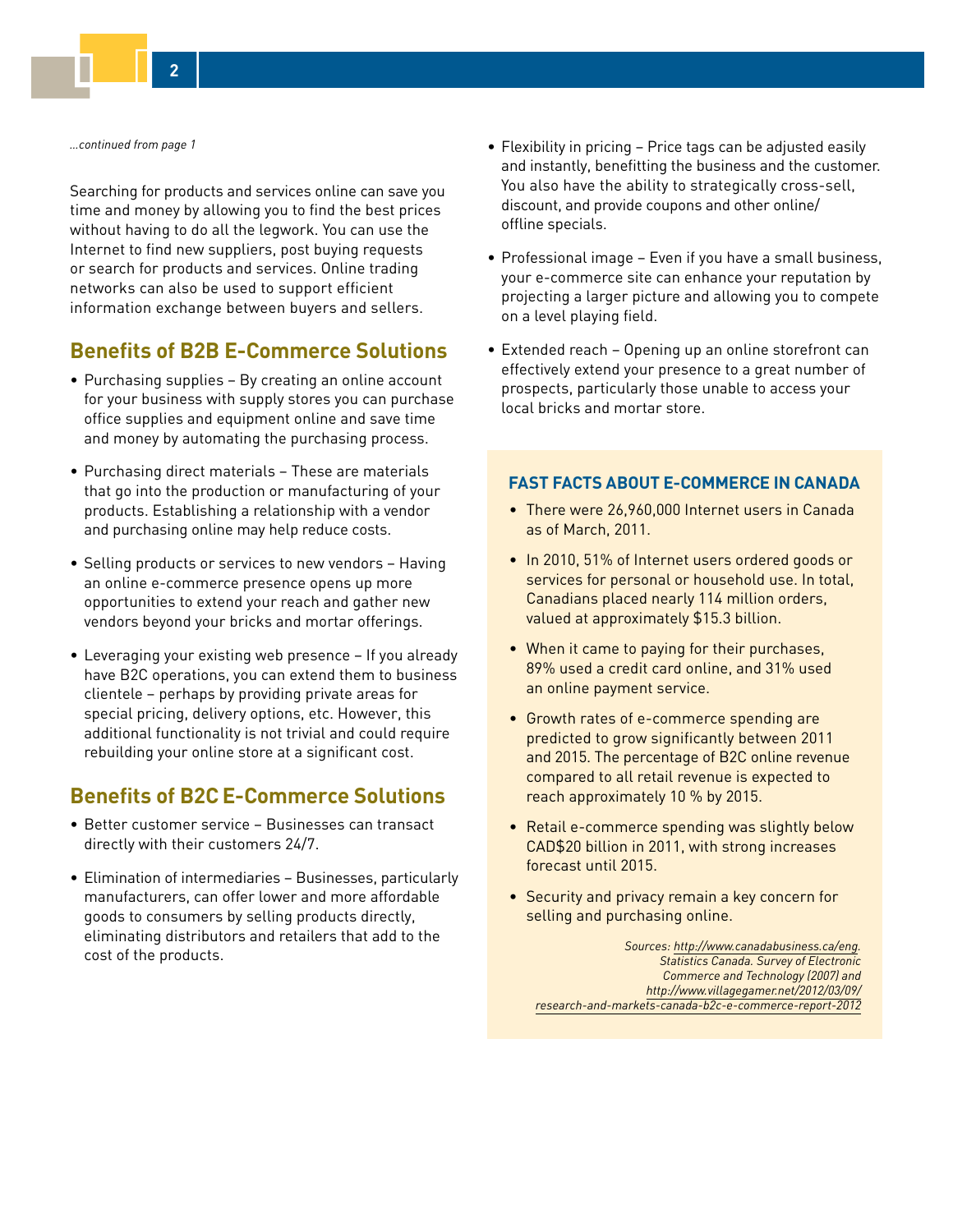*...continued from page 1*

Searching for products and services online can save you time and money by allowing you to find the best prices without having to do all the legwork. You can use the Internet to find new suppliers, post buying requests or search for products and services. Online trading networks can also be used to support efficient information exchange between buyers and sellers.

## Benefits of B2B E-Commerce Solutions

- Purchasing supplies – By creating an online account for your business with supply stores you can purchase office supplies and equipment online and save time and money by automating the purchasing process.
- Purchasing direct materials – These are materials that go into the production or manufacturing of your products. Establishing a relationship with a vendor and purchasing online may help reduce costs.
- Selling products or services to new vendors – Having an online e-commerce presence opens up more opportunities to extend your reach and gather new vendors beyond your bricks and mortar offerings.
- Leveraging your existing web presence – If you already have B2C operations, you can extend them to business clientele – perhaps by providing private areas for special pricing, delivery options, etc. However, this additional functionality is not trivial and could require rebuilding your online store at a significant cost.

## Benefits of B2C E-Commerce Solutions

- Better customer service – Businesses can transact directly with their customers 24/7.
- Elimination of intermediaries – Businesses, particularly manufacturers, can offer lower and more affordable goods to consumers by selling products directly, eliminating distributors and retailers that add to the cost of the products.
- Flexibility in pricing – Price tags can be adjusted easily and instantly, benefitting the business and the customer. You also have the ability to strategically cross-sell, discount, and provide coupons and other online/ offline specials.
- Professional image – Even if you have a small business, your e-commerce site can enhance your reputation by projecting a larger picture and allowing you to compete on a level playing field.
- Extended reach – Opening up an online storefront can effectively extend your presence to a great number of prospects, particularly those unable to access your local bricks and mortar store.

### FAST FACTS ABOUT E-COMMERCE IN CANADA

- There were 26,960,000 Internet users in Canada as of March, 2011.
- In 2010, 51% of Internet users ordered goods or services for personal or household use. In total, Canadians placed nearly 114 million orders, valued at approximately $15.3 billion.
- When it came to paying for their purchases, 89% used a credit card online, and 31% used an online payment service.
- Growth rates of e-commerce spending are predicted to grow significantly between 2011 and 2015. The percentage of B2C online revenue compared to all retail revenue is expected to reach approximately 10 % by 2015.
- Retail e-commerce spending was slightly below CAD$20 billion in 2011, with strong increases forecast until 2015.
- Security and privacy remain a key concern for selling and purchasing online.

*Sources: http://www.canadabusiness.ca/eng. Statistics Canada. Survey of Electronic Commerce and Technology (2007) and http://www.villagegamer.net/2012/03/09/research-and-markets-canada-b2c-e-commerce-report-2012*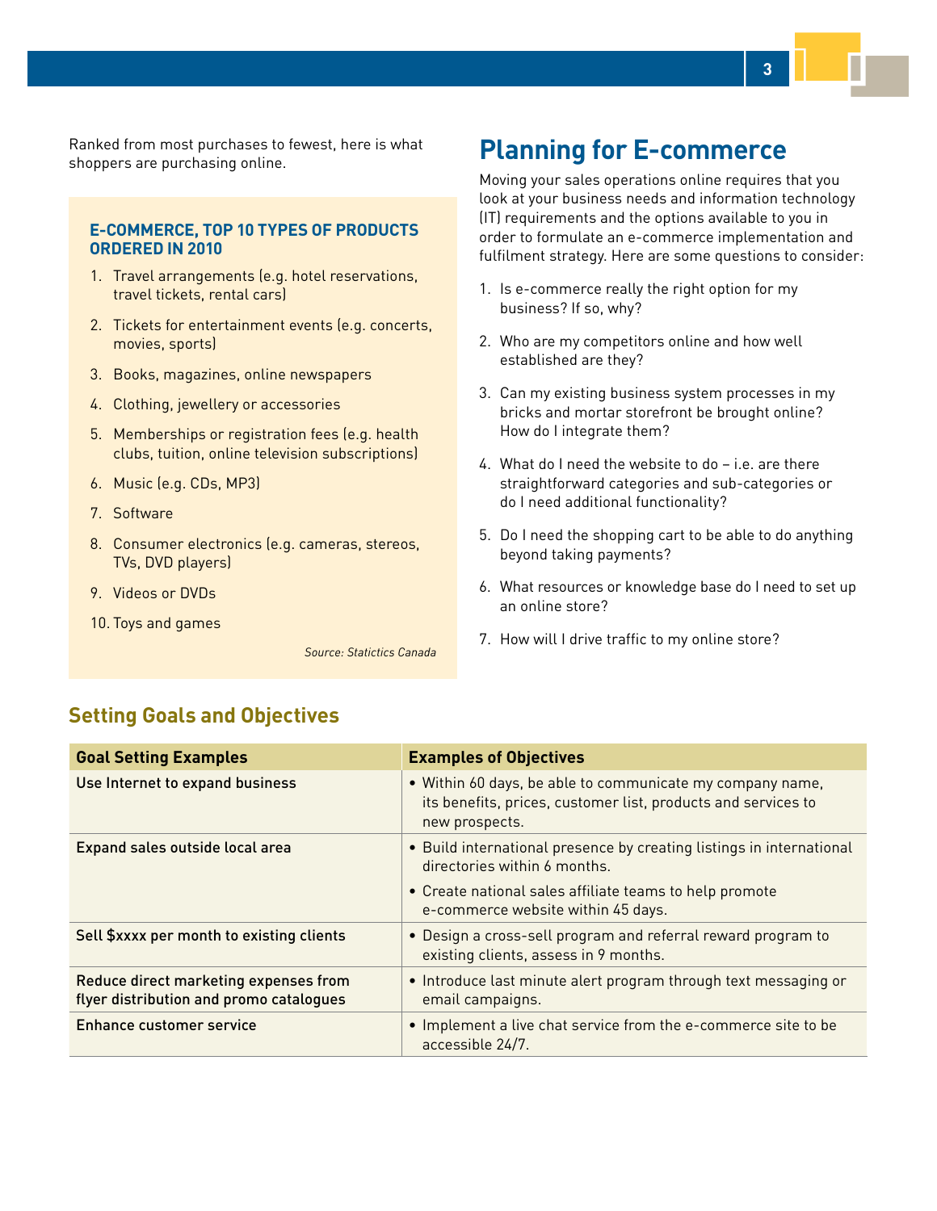Ranked from most purchases to fewest, here is what shoppers are purchasing online.

### E-COMMERCE, TOP 10 TYPES OF PRODUCTS ORDERED IN 2010

1. Travel arrangements (e.g. hotel reservations, travel tickets, rental cars)
2. Tickets for entertainment events (e.g. concerts, movies, sports)
3. Books, magazines, online newspapers
4. Clothing, jewellery or accessories
5. Memberships or registration fees (e.g. health clubs, tuition, online television subscriptions)
6. Music (e.g. CDs, MP3)
7. Software
8. Consumer electronics (e.g. cameras, stereos, TVs, DVD players)
9. Videos or DVDs
10. Toys and games

*Source: Statictics Canada*

# Planning for E-commerce

Moving your sales operations online requires that you look at your business needs and information technology (IT) requirements and the options available to you in order to formulate an e-commerce implementation and fulfilment strategy. Here are some questions to consider:

1. Is e-commerce really the right option for my business? If so, why?
2. Who are my competitors online and how well established are they?
3. Can my existing business system processes in my bricks and mortar storefront be brought online? How do I integrate them?
4. What do I need the website to do – i.e. are there straightforward categories and sub-categories or do I need additional functionality?
5. Do I need the shopping cart to be able to do anything beyond taking payments?
6. What resources or knowledge base do I need to set up an online store?
7. How will I drive traffic to my online store?

## Setting Goals and Objectives

| Goal Setting Examples | Examples of Objectives |
|---|---|
| Use Internet to expand business | • Within 60 days, be able to communicate my company name, its benefits, prices, customer list, products and services to new prospects. |
| Expand sales outside local area | • Build international presence by creating listings in international directories within 6 months.<br>• Create national sales affiliate teams to help promote e-commerce website within 45 days. |
| Sell $xxxx per month to existing clients | • Design a cross-sell program and referral reward program to existing clients, assess in 9 months. |
| Reduce direct marketing expenses from flyer distribution and promo catalogues | • Introduce last minute alert program through text messaging or email campaigns. |
| Enhance customer service | • Implement a live chat service from the e-commerce site to be accessible 24/7. |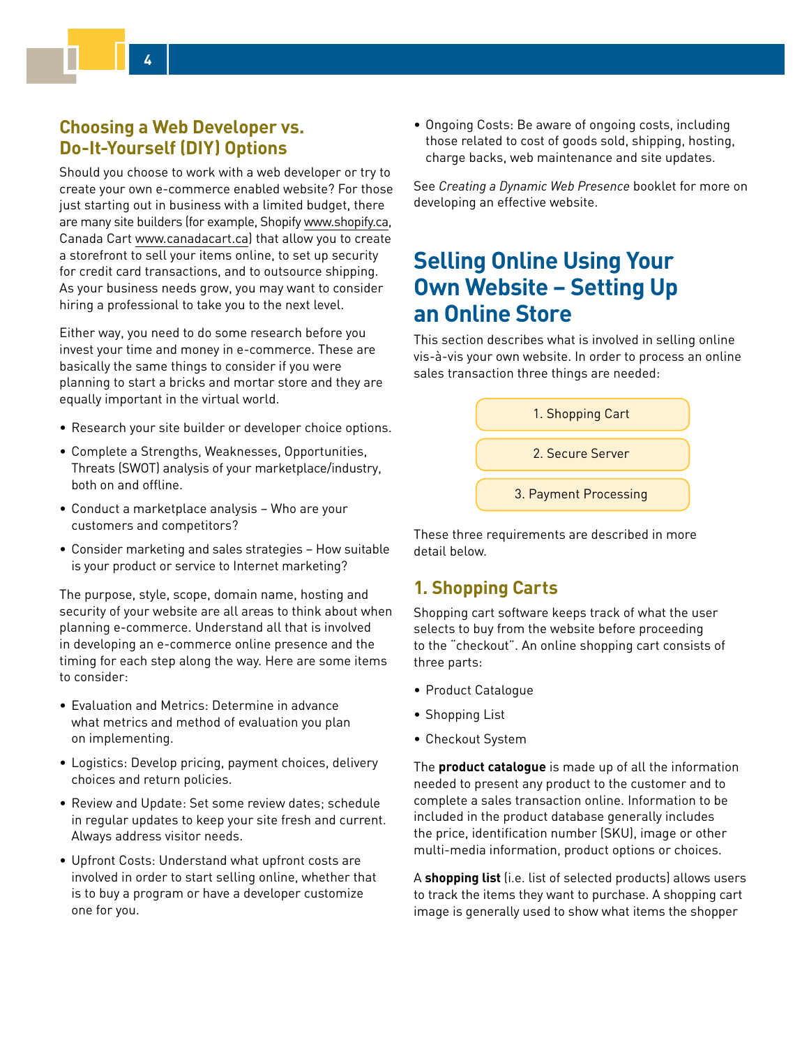## Choosing a Web Developer vs. Do-It-Yourself (DIY) Options

Should you choose to work with a web developer or try to create your own e-commerce enabled website? For those just starting out in business with a limited budget, there are many site builders (for example, Shopify www.shopify.ca, Canada Cart www.canadacart.ca) that allow you to create a storefront to sell your items online, to set up security for credit card transactions, and to outsource shipping. As your business needs grow, you may want to consider hiring a professional to take you to the next level.

Either way, you need to do some research before you invest your time and money in e-commerce. These are basically the same things to consider if you were planning to start a bricks and mortar store and they are equally important in the virtual world.

- Research your site builder or developer choice options.
- Complete a Strengths, Weaknesses, Opportunities, Threats (SWOT) analysis of your marketplace/industry, both on and offline.
- Conduct a marketplace analysis – Who are your customers and competitors?
- Consider marketing and sales strategies – How suitable is your product or service to Internet marketing?

The purpose, style, scope, domain name, hosting and security of your website are all areas to think about when planning e-commerce. Understand all that is involved in developing an e-commerce online presence and the timing for each step along the way. Here are some items to consider:

- Evaluation and Metrics: Determine in advance what metrics and method of evaluation you plan on implementing.
- Logistics: Develop pricing, payment choices, delivery choices and return policies.
- Review and Update: Set some review dates; schedule in regular updates to keep your site fresh and current. Always address visitor needs.
- Upfront Costs: Understand what upfront costs are involved in order to start selling online, whether that is to buy a program or have a developer customize one for you.
- Ongoing Costs: Be aware of ongoing costs, including those related to cost of goods sold, shipping, hosting, charge backs, web maintenance and site updates.

See *Creating a Dynamic Web Presence* booklet for more on developing an effective website.

# Selling Online Using Your Own Website – Setting Up an Online Store

This section describes what is involved in selling online vis-à-vis your own website. In order to process an online sales transaction three things are needed:

1. Shopping Cart
2. Secure Server
3. Payment Processing

These three requirements are described in more detail below.

## 1. Shopping Carts

Shopping cart software keeps track of what the user selects to buy from the website before proceeding to the "checkout". An online shopping cart consists of three parts:

- Product Catalogue
- Shopping List
- Checkout System

The **product catalogue** is made up of all the information needed to present any product to the customer and to complete a sales transaction online. Information to be included in the product database generally includes the price, identification number (SKU), image or other multi-media information, product options or choices.

A **shopping list** (i.e. list of selected products) allows users to track the items they want to purchase. A shopping cart image is generally used to show what items the shopper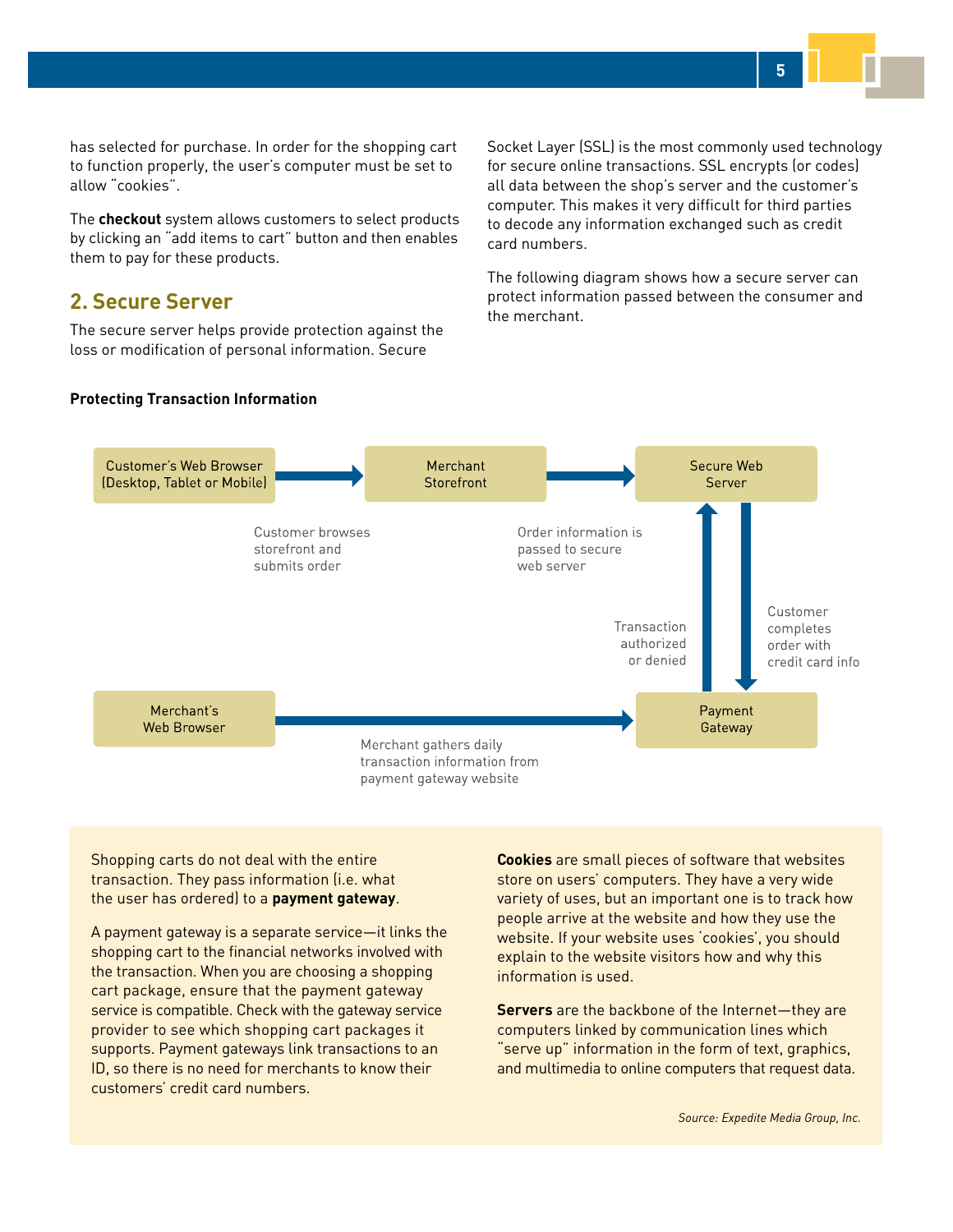has selected for purchase. In order for the shopping cart to function properly, the user's computer must be set to allow "cookies".

The **checkout** system allows customers to select products by clicking an "add items to cart" button and then enables them to pay for these products.

## 2. Secure Server

The secure server helps provide protection against the loss or modification of personal information. Secure Socket Layer (SSL) is the most commonly used technology for secure online transactions. SSL encrypts (or codes) all data between the shop's server and the customer's computer. This makes it very difficult for third parties to decode any information exchanged such as credit card numbers.

The following diagram shows how a secure server can protect information passed between the consumer and the merchant.

**Protecting Transaction Information**

Customer's Web Browser (Desktop, Tablet or Mobile) → Merchant Storefront → Secure Web Server

Customer browses storefront and submits order

Order information is passed to secure web server

Customer completes order with credit card info

Transaction authorized or denied

Merchant's Web Browser → Payment Gateway

Merchant gathers daily transaction information from payment gateway website

Shopping carts do not deal with the entire transaction. They pass information (i.e. what the user has ordered) to a **payment gateway**.

A payment gateway is a separate service—it links the shopping cart to the financial networks involved with the transaction. When you are choosing a shopping cart package, ensure that the payment gateway service is compatible. Check with the gateway service provider to see which shopping cart packages it supports. Payment gateways link transactions to an ID, so there is no need for merchants to know their customers' credit card numbers.

**Cookies** are small pieces of software that websites store on users' computers. They have a very wide variety of uses, but an important one is to track how people arrive at the website and how they use the website. If your website uses 'cookies', you should explain to the website visitors how and why this information is used.

**Servers** are the backbone of the Internet—they are computers linked by communication lines which "serve up" information in the form of text, graphics, and multimedia to online computers that request data.

*Source: Expedite Media Group, Inc.*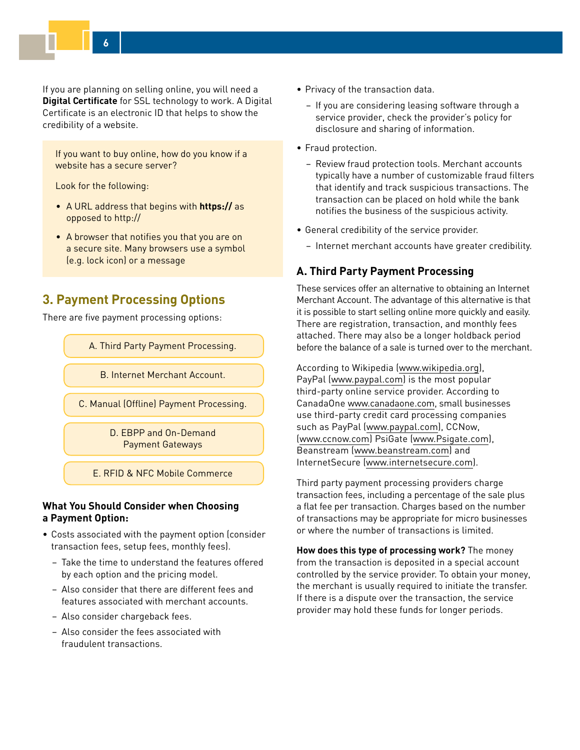If you are planning on selling online, you will need a **Digital Certificate** for SSL technology to work. A Digital Certificate is an electronic ID that helps to show the credibility of a website.

> If you want to buy online, how do you know if a website has a secure server?
>
> Look for the following:
>
> - A URL address that begins with **https://** as opposed to http://
> - A browser that notifies you that you are on a secure site. Many browsers use a symbol (e.g. lock icon) or a message

## 3. Payment Processing Options

There are five payment processing options:

- A. Third Party Payment Processing.
- B. Internet Merchant Account.
- C. Manual (Offline) Payment Processing.
- D. EBPP and On-Demand Payment Gateways
- E. RFID & NFC Mobile Commerce

**What You Should Consider when Choosing a Payment Option:**

- Costs associated with the payment option (consider transaction fees, setup fees, monthly fees).
  - Take the time to understand the features offered by each option and the pricing model.
  - Also consider that there are different fees and features associated with merchant accounts.
  - Also consider chargeback fees.
  - Also consider the fees associated with fraudulent transactions.
- Privacy of the transaction data.
  - If you are considering leasing software through a service provider, check the provider's policy for disclosure and sharing of information.
- Fraud protection.
  - Review fraud protection tools. Merchant accounts typically have a number of customizable fraud filters that identify and track suspicious transactions. The transaction can be placed on hold while the bank notifies the business of the suspicious activity.
- General credibility of the service provider.
  - Internet merchant accounts have greater credibility.

### A. Third Party Payment Processing

These services offer an alternative to obtaining an Internet Merchant Account. The advantage of this alternative is that it is possible to start selling online more quickly and easily. There are registration, transaction, and monthly fees attached. There may also be a longer holdback period before the balance of a sale is turned over to the merchant.

According to Wikipedia (www.wikipedia.org), PayPal (www.paypal.com) is the most popular third-party online service provider. According to CanadaOne www.canadaone.com, small businesses use third-party credit card processing companies such as PayPal (www.paypal.com), CCNow, (www.ccnow.com) PsiGate (www.Psigate.com), Beanstream (www.beanstream.com) and InternetSecure (www.internetsecure.com).

Third party payment processing providers charge transaction fees, including a percentage of the sale plus a flat fee per transaction. Charges based on the number of transactions may be appropriate for micro businesses or where the number of transactions is limited.

**How does this type of processing work?** The money from the transaction is deposited in a special account controlled by the service provider. To obtain your money, the merchant is usually required to initiate the transfer. If there is a dispute over the transaction, the service provider may hold these funds for longer periods.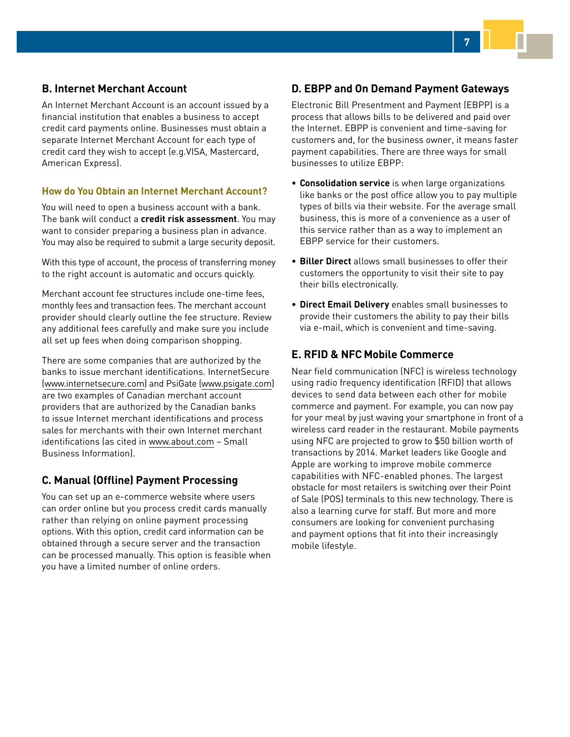## B. Internet Merchant Account

An Internet Merchant Account is an account issued by a financial institution that enables a business to accept credit card payments online. Businesses must obtain a separate Internet Merchant Account for each type of credit card they wish to accept (e.g.VISA, Mastercard, American Express).

### How do You Obtain an Internet Merchant Account?

You will need to open a business account with a bank. The bank will conduct a **credit risk assessment**. You may want to consider preparing a business plan in advance. You may also be required to submit a large security deposit.

With this type of account, the process of transferring money to the right account is automatic and occurs quickly.

Merchant account fee structures include one-time fees, monthly fees and transaction fees. The merchant account provider should clearly outline the fee structure. Review any additional fees carefully and make sure you include all set up fees when doing comparison shopping.

There are some companies that are authorized by the banks to issue merchant identifications. InternetSecure (www.internetsecure.com) and PsiGate (www.psigate.com) are two examples of Canadian merchant account providers that are authorized by the Canadian banks to issue Internet merchant identifications and process sales for merchants with their own Internet merchant identifications (as cited in www.about.com – Small Business Information).

## C. Manual (Offline) Payment Processing

You can set up an e-commerce website where users can order online but you process credit cards manually rather than relying on online payment processing options. With this option, credit card information can be obtained through a secure server and the transaction can be processed manually. This option is feasible when you have a limited number of online orders.

## D. EBPP and On Demand Payment Gateways

Electronic Bill Presentment and Payment (EBPP) is a process that allows bills to be delivered and paid over the Internet. EBPP is convenient and time-saving for customers and, for the business owner, it means faster payment capabilities. There are three ways for small businesses to utilize EBPP:

- **Consolidation service** is when large organizations like banks or the post office allow you to pay multiple types of bills via their website. For the average small business, this is more of a convenience as a user of this service rather than as a way to implement an EBPP service for their customers.
- **Biller Direct** allows small businesses to offer their customers the opportunity to visit their site to pay their bills electronically.
- **Direct Email Delivery** enables small businesses to provide their customers the ability to pay their bills via e-mail, which is convenient and time-saving.

## E. RFID & NFC Mobile Commerce

Near field communication (NFC) is wireless technology using radio frequency identification (RFID) that allows devices to send data between each other for mobile commerce and payment. For example, you can now pay for your meal by just waving your smartphone in front of a wireless card reader in the restaurant. Mobile payments using NFC are projected to grow to $50 billion worth of transactions by 2014. Market leaders like Google and Apple are working to improve mobile commerce capabilities with NFC-enabled phones. The largest obstacle for most retailers is switching over their Point of Sale (POS) terminals to this new technology. There is also a learning curve for staff. But more and more consumers are looking for convenient purchasing and payment options that fit into their increasingly mobile lifestyle.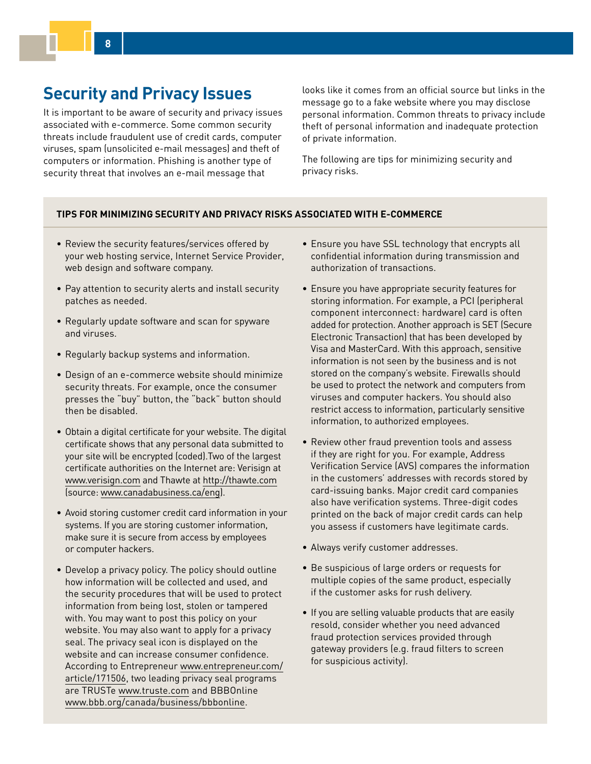## Security and Privacy Issues

It is important to be aware of security and privacy issues associated with e-commerce. Some common security threats include fraudulent use of credit cards, computer viruses, spam (unsolicited e-mail messages) and theft of computers or information. Phishing is another type of security threat that involves an e-mail message that looks like it comes from an official source but links in the message go to a fake website where you may disclose personal information. Common threats to privacy include theft of personal information and inadequate protection of private information.

The following are tips for minimizing security and privacy risks.

**TIPS FOR MINIMIZING SECURITY AND PRIVACY RISKS ASSOCIATED WITH E-COMMERCE**

- Review the security features/services offered by your web hosting service, Internet Service Provider, web design and software company.
- Pay attention to security alerts and install security patches as needed.
- Regularly update software and scan for spyware and viruses.
- Regularly backup systems and information.
- Design of an e-commerce website should minimize security threats. For example, once the consumer presses the "buy" button, the "back" button should then be disabled.
- Obtain a digital certificate for your website. The digital certificate shows that any personal data submitted to your site will be encrypted (coded).Two of the largest certificate authorities on the Internet are: Verisign at www.verisign.com and Thawte at http://thawte.com (source: www.canadabusiness.ca/eng).
- Avoid storing customer credit card information in your systems. If you are storing customer information, make sure it is secure from access by employees or computer hackers.
- Develop a privacy policy. The policy should outline how information will be collected and used, and the security procedures that will be used to protect information from being lost, stolen or tampered with. You may want to post this policy on your website. You may also want to apply for a privacy seal. The privacy seal icon is displayed on the website and can increase consumer confidence. According to Entrepreneur www.entrepreneur.com/article/171506, two leading privacy seal programs are TRUSTe www.truste.com and BBBOnline www.bbb.org/canada/business/bbbonline.
- Ensure you have SSL technology that encrypts all confidential information during transmission and authorization of transactions.
- Ensure you have appropriate security features for storing information. For example, a PCI (peripheral component interconnect: hardware) card is often added for protection. Another approach is SET (Secure Electronic Transaction) that has been developed by Visa and MasterCard. With this approach, sensitive information is not seen by the business and is not stored on the company's website. Firewalls should be used to protect the network and computers from viruses and computer hackers. You should also restrict access to information, particularly sensitive information, to authorized employees.
- Review other fraud prevention tools and assess if they are right for you. For example, Address Verification Service (AVS) compares the information in the customers' addresses with records stored by card-issuing banks. Major credit card companies also have verification systems. Three-digit codes printed on the back of major credit cards can help you assess if customers have legitimate cards.
- Always verify customer addresses.
- Be suspicious of large orders or requests for multiple copies of the same product, especially if the customer asks for rush delivery.
- If you are selling valuable products that are easily resold, consider whether you need advanced fraud protection services provided through gateway providers (e.g. fraud filters to screen for suspicious activity).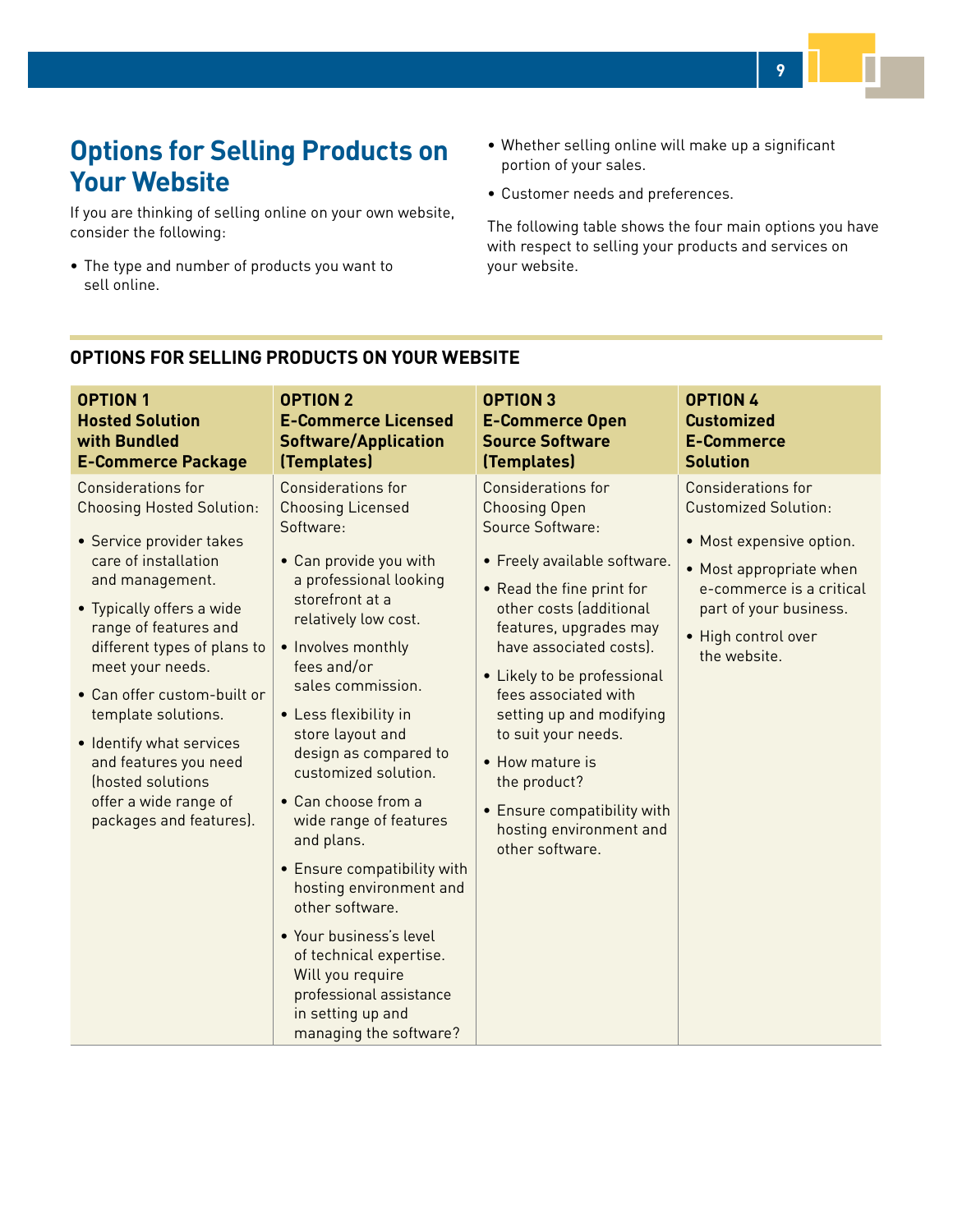# Options for Selling Products on Your Website

If you are thinking of selling online on your own website, consider the following:

- The type and number of products you want to sell online.
- Whether selling online will make up a significant portion of your sales.
- Customer needs and preferences.

The following table shows the four main options you have with respect to selling your products and services on your website.

## OPTIONS FOR SELLING PRODUCTS ON YOUR WEBSITE

| OPTION 1 Hosted Solution with Bundled E-Commerce Package | OPTION 2 E-Commerce Licensed Software/Application (Templates) | OPTION 3 E-Commerce Open Source Software (Templates) | OPTION 4 Customized E-Commerce Solution |
|---|---|---|---|
| Considerations for Choosing Hosted Solution:<br>• Service provider takes care of installation and management.<br>• Typically offers a wide range of features and different types of plans to meet your needs.<br>• Can offer custom-built or template solutions.<br>• Identify what services and features you need (hosted solutions offer a wide range of packages and features). | Considerations for Choosing Licensed Software:<br>• Can provide you with a professional looking storefront at a relatively low cost.<br>• Involves monthly fees and/or sales commission.<br>• Less flexibility in store layout and design as compared to customized solution.<br>• Can choose from a wide range of features and plans.<br>• Ensure compatibility with hosting environment and other software.<br>• Your business's level of technical expertise. Will you require professional assistance in setting up and managing the software? | Considerations for Choosing Open Source Software:<br>• Freely available software.<br>• Read the fine print for other costs (additional features, upgrades may have associated costs).<br>• Likely to be professional fees associated with setting up and modifying to suit your needs.<br>• How mature is the product?<br>• Ensure compatibility with hosting environment and other software. | Considerations for Customized Solution:<br>• Most expensive option.<br>• Most appropriate when e-commerce is a critical part of your business.<br>• High control over the website. |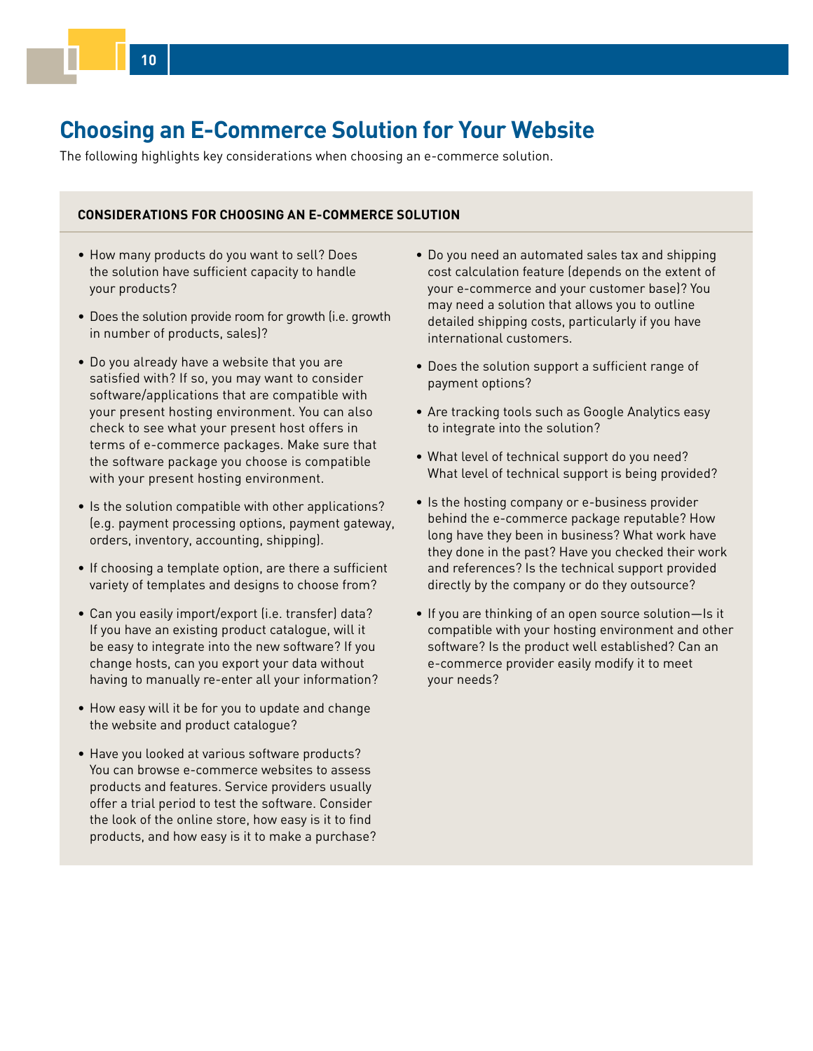# Choosing an E-Commerce Solution for Your Website

The following highlights key considerations when choosing an e-commerce solution.

**CONSIDERATIONS FOR CHOOSING AN E-COMMERCE SOLUTION**

- How many products do you want to sell? Does the solution have sufficient capacity to handle your products?
- Does the solution provide room for growth (i.e. growth in number of products, sales)?
- Do you already have a website that you are satisfied with? If so, you may want to consider software/applications that are compatible with your present hosting environment. You can also check to see what your present host offers in terms of e-commerce packages. Make sure that the software package you choose is compatible with your present hosting environment.
- Is the solution compatible with other applications? (e.g. payment processing options, payment gateway, orders, inventory, accounting, shipping).
- If choosing a template option, are there a sufficient variety of templates and designs to choose from?
- Can you easily import/export (i.e. transfer) data? If you have an existing product catalogue, will it be easy to integrate into the new software? If you change hosts, can you export your data without having to manually re-enter all your information?
- How easy will it be for you to update and change the website and product catalogue?
- Have you looked at various software products? You can browse e-commerce websites to assess products and features. Service providers usually offer a trial period to test the software. Consider the look of the online store, how easy is it to find products, and how easy is it to make a purchase?
- Do you need an automated sales tax and shipping cost calculation feature (depends on the extent of your e-commerce and your customer base)? You may need a solution that allows you to outline detailed shipping costs, particularly if you have international customers.
- Does the solution support a sufficient range of payment options?
- Are tracking tools such as Google Analytics easy to integrate into the solution?
- What level of technical support do you need? What level of technical support is being provided?
- Is the hosting company or e-business provider behind the e-commerce package reputable? How long have they been in business? What work have they done in the past? Have you checked their work and references? Is the technical support provided directly by the company or do they outsource?
- If you are thinking of an open source solution—Is it compatible with your hosting environment and other software? Is the product well established? Can an e-commerce provider easily modify it to meet your needs?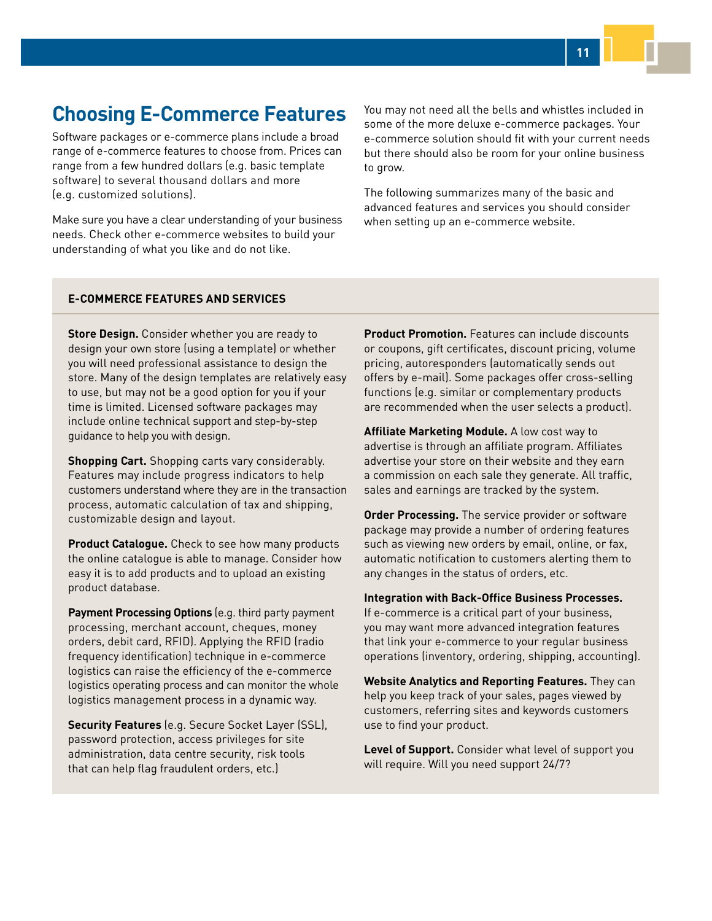## Choosing E-Commerce Features

Software packages or e-commerce plans include a broad range of e-commerce features to choose from. Prices can range from a few hundred dollars (e.g. basic template software) to several thousand dollars and more (e.g. customized solutions).

Make sure you have a clear understanding of your business needs. Check other e-commerce websites to build your understanding of what you like and do not like.

You may not need all the bells and whistles included in some of the more deluxe e-commerce packages. Your e-commerce solution should fit with your current needs but there should also be room for your online business to grow.

The following summarizes many of the basic and advanced features and services you should consider when setting up an e-commerce website.

### E-COMMERCE FEATURES AND SERVICES

**Store Design.** Consider whether you are ready to design your own store (using a template) or whether you will need professional assistance to design the store. Many of the design templates are relatively easy to use, but may not be a good option for you if your time is limited. Licensed software packages may include online technical support and step-by-step guidance to help you with design.

**Shopping Cart.** Shopping carts vary considerably. Features may include progress indicators to help customers understand where they are in the transaction process, automatic calculation of tax and shipping, customizable design and layout.

**Product Catalogue.** Check to see how many products the online catalogue is able to manage. Consider how easy it is to add products and to upload an existing product database.

**Payment Processing Options** (e.g. third party payment processing, merchant account, cheques, money orders, debit card, RFID). Applying the RFID (radio frequency identification) technique in e-commerce logistics can raise the efficiency of the e-commerce logistics operating process and can monitor the whole logistics management process in a dynamic way.

**Security Features** (e.g. Secure Socket Layer (SSL), password protection, access privileges for site administration, data centre security, risk tools that can help flag fraudulent orders, etc.)

**Product Promotion.** Features can include discounts or coupons, gift certificates, discount pricing, volume pricing, autoresponders (automatically sends out offers by e-mail). Some packages offer cross-selling functions (e.g. similar or complementary products are recommended when the user selects a product).

**Affiliate Marketing Module.** A low cost way to advertise is through an affiliate program. Affiliates advertise your store on their website and they earn a commission on each sale they generate. All traffic, sales and earnings are tracked by the system.

**Order Processing.** The service provider or software package may provide a number of ordering features such as viewing new orders by email, online, or fax, automatic notification to customers alerting them to any changes in the status of orders, etc.

**Integration with Back-Office Business Processes.** If e-commerce is a critical part of your business, you may want more advanced integration features that link your e-commerce to your regular business operations (inventory, ordering, shipping, accounting).

**Website Analytics and Reporting Features.** They can help you keep track of your sales, pages viewed by customers, referring sites and keywords customers use to find your product.

**Level of Support.** Consider what level of support you will require. Will you need support 24/7?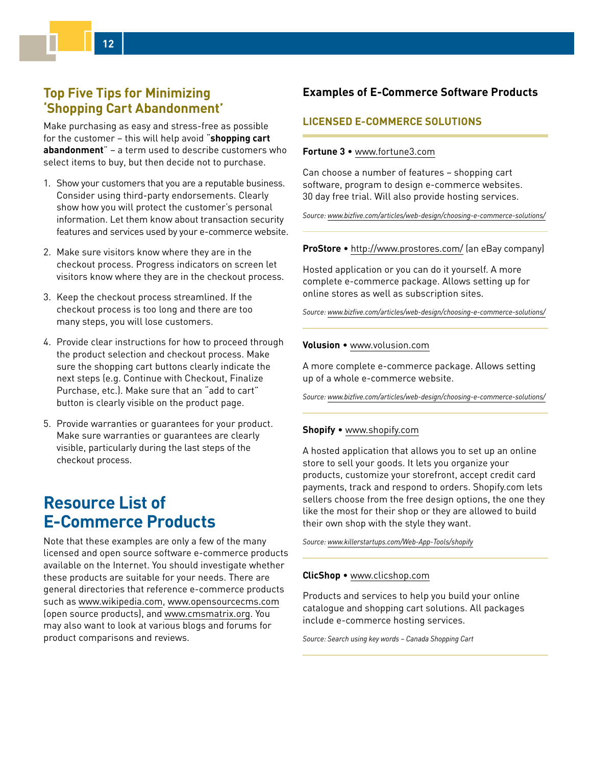## Top Five Tips for Minimizing 'Shopping Cart Abandonment'

Make purchasing as easy and stress-free as possible for the customer – this will help avoid "**shopping cart abandonment**" – a term used to describe customers who select items to buy, but then decide not to purchase.

1. Show your customers that you are a reputable business. Consider using third-party endorsements. Clearly show how you will protect the customer's personal information. Let them know about transaction security features and services used by your e-commerce website.
2. Make sure visitors know where they are in the checkout process. Progress indicators on screen let visitors know where they are in the checkout process.
3. Keep the checkout process streamlined. If the checkout process is too long and there are too many steps, you will lose customers.
4. Provide clear instructions for how to proceed through the product selection and checkout process. Make sure the shopping cart buttons clearly indicate the next steps (e.g. Continue with Checkout, Finalize Purchase, etc.). Make sure that an "add to cart" button is clearly visible on the product page.
5. Provide warranties or guarantees for your product. Make sure warranties or guarantees are clearly visible, particularly during the last steps of the checkout process.

## Resource List of E-Commerce Products

Note that these examples are only a few of the many licensed and open source software e-commerce products available on the Internet. You should investigate whether these products are suitable for your needs. There are general directories that reference e-commerce products such as www.wikipedia.com, www.opensourcecms.com (open source products), and www.cmsmatrix.org. You may also want to look at various blogs and forums for product comparisons and reviews.

### Examples of E-Commerce Software Products

#### LICENSED E-COMMERCE SOLUTIONS

**Fortune 3** • www.fortune3.com

Can choose a number of features – shopping cart software, program to design e-commerce websites. 30 day free trial. Will also provide hosting services.

*Source: www.bizfive.com/articles/web-design/choosing-e-commerce-solutions/*

**ProStore** • http://www.prostores.com/ (an eBay company)

Hosted application or you can do it yourself. A more complete e-commerce package. Allows setting up for online stores as well as subscription sites.

*Source: www.bizfive.com/articles/web-design/choosing-e-commerce-solutions/*

**Volusion** • www.volusion.com

A more complete e-commerce package. Allows setting up of a whole e-commerce website.

*Source: www.bizfive.com/articles/web-design/choosing-e-commerce-solutions/*

**Shopify** • www.shopify.com

A hosted application that allows you to set up an online store to sell your goods. It lets you organize your products, customize your storefront, accept credit card payments, track and respond to orders. Shopify.com lets sellers choose from the free design options, the one they like the most for their shop or they are allowed to build their own shop with the style they want.

*Source: www.killerstartups.com/Web-App-Tools/shopify*

**ClicShop** • www.clicshop.com

Products and services to help you build your online catalogue and shopping cart solutions. All packages include e-commerce hosting services.

*Source: Search using key words – Canada Shopping Cart*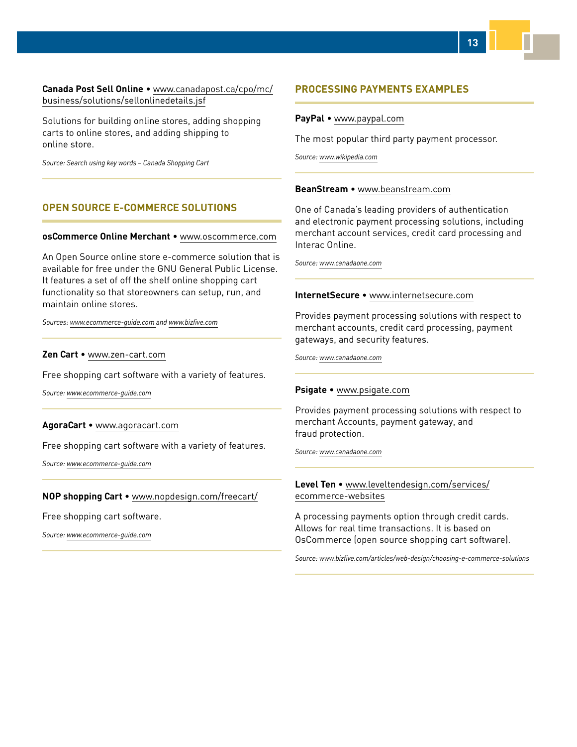**Canada Post Sell Online** • www.canadapost.ca/cpo/mc/business/solutions/sellonlinedetails.jsf

Solutions for building online stores, adding shopping carts to online stores, and adding shipping to online store.

*Source: Search using key words – Canada Shopping Cart*

## OPEN SOURCE E-COMMERCE SOLUTIONS

**osCommerce Online Merchant** • www.oscommerce.com

An Open Source online store e-commerce solution that is available for free under the GNU General Public License. It features a set of off the shelf online shopping cart functionality so that storeowners can setup, run, and maintain online stores.

*Sources: www.ecommerce-guide.com and www.bizfive.com*

**Zen Cart** • www.zen-cart.com

Free shopping cart software with a variety of features.

*Source: www.ecommerce-guide.com*

**AgoraCart** • www.agoracart.com

Free shopping cart software with a variety of features.

*Source: www.ecommerce-guide.com*

**NOP shopping Cart** • www.nopdesign.com/freecart/

Free shopping cart software.

*Source: www.ecommerce-guide.com*

## PROCESSING PAYMENTS EXAMPLES

**PayPal** • www.paypal.com

The most popular third party payment processor.

*Source: www.wikipedia.com*

**BeanStream** • www.beanstream.com

One of Canada's leading providers of authentication and electronic payment processing solutions, including merchant account services, credit card processing and Interac Online.

*Source: www.canadaone.com*

**InternetSecure** • www.internetsecure.com

Provides payment processing solutions with respect to merchant accounts, credit card processing, payment gateways, and security features.

*Source: www.canadaone.com*

**Psigate** • www.psigate.com

Provides payment processing solutions with respect to merchant Accounts, payment gateway, and fraud protection.

*Source: www.canadaone.com*

**Level Ten** • www.leveltendesign.com/services/ecommerce-websites

A processing payments option through credit cards. Allows for real time transactions. It is based on OsCommerce (open source shopping cart software).

*Source: www.bizfive.com/articles/web-design/choosing-e-commerce-solutions*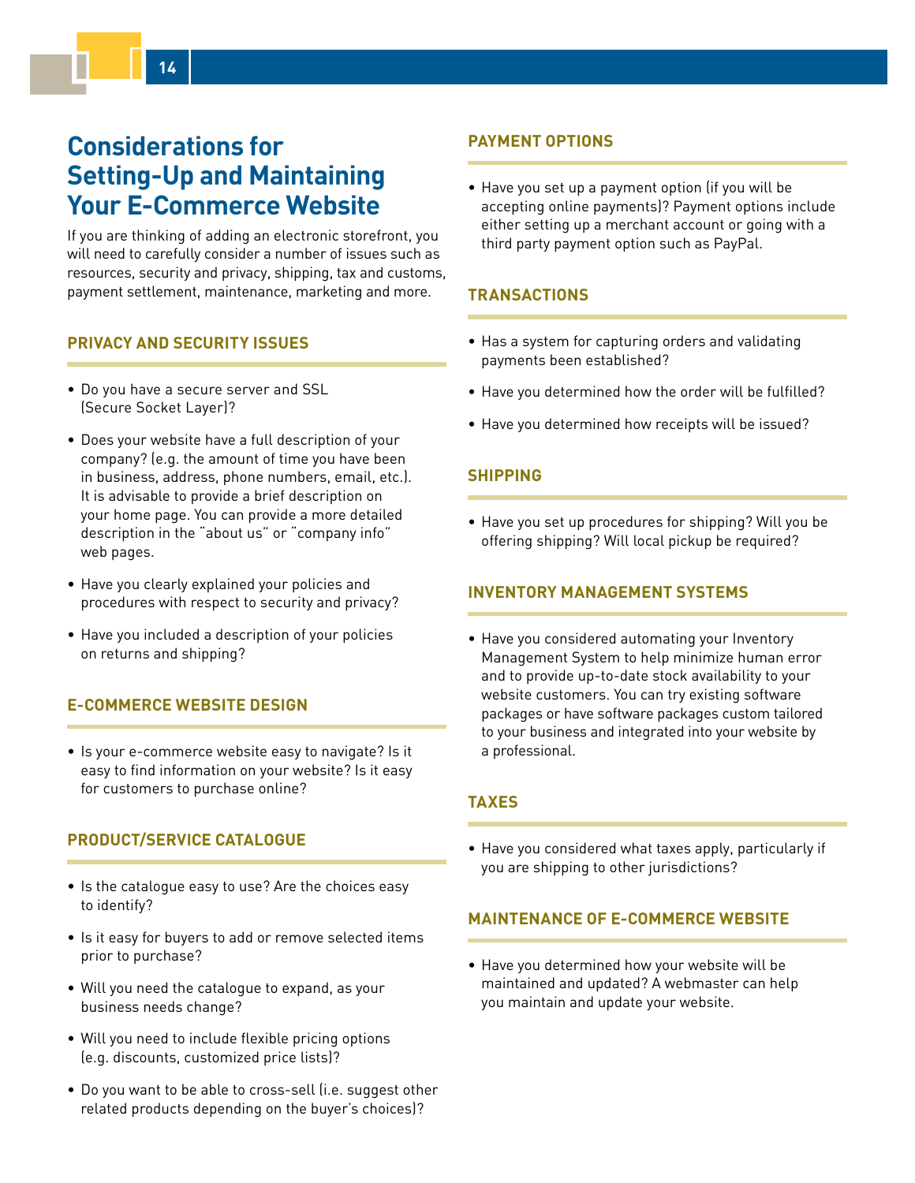# Considerations for Setting-Up and Maintaining Your E-Commerce Website

If you are thinking of adding an electronic storefront, you will need to carefully consider a number of issues such as resources, security and privacy, shipping, tax and customs, payment settlement, maintenance, marketing and more.

## PRIVACY AND SECURITY ISSUES

- Do you have a secure server and SSL (Secure Socket Layer)?
- Does your website have a full description of your company? (e.g. the amount of time you have been in business, address, phone numbers, email, etc.). It is advisable to provide a brief description on your home page. You can provide a more detailed description in the "about us" or "company info" web pages.
- Have you clearly explained your policies and procedures with respect to security and privacy?
- Have you included a description of your policies on returns and shipping?

## E-COMMERCE WEBSITE DESIGN

- Is your e-commerce website easy to navigate? Is it easy to find information on your website? Is it easy for customers to purchase online?

## PRODUCT/SERVICE CATALOGUE

- Is the catalogue easy to use? Are the choices easy to identify?
- Is it easy for buyers to add or remove selected items prior to purchase?
- Will you need the catalogue to expand, as your business needs change?
- Will you need to include flexible pricing options (e.g. discounts, customized price lists)?
- Do you want to be able to cross-sell (i.e. suggest other related products depending on the buyer's choices)?

## PAYMENT OPTIONS

- Have you set up a payment option (if you will be accepting online payments)? Payment options include either setting up a merchant account or going with a third party payment option such as PayPal.

## TRANSACTIONS

- Has a system for capturing orders and validating payments been established?
- Have you determined how the order will be fulfilled?
- Have you determined how receipts will be issued?

## SHIPPING

- Have you set up procedures for shipping? Will you be offering shipping? Will local pickup be required?

## INVENTORY MANAGEMENT SYSTEMS

- Have you considered automating your Inventory Management System to help minimize human error and to provide up-to-date stock availability to your website customers. You can try existing software packages or have software packages custom tailored to your business and integrated into your website by a professional.

## TAXES

- Have you considered what taxes apply, particularly if you are shipping to other jurisdictions?

## MAINTENANCE OF E-COMMERCE WEBSITE

- Have you determined how your website will be maintained and updated? A webmaster can help you maintain and update your website.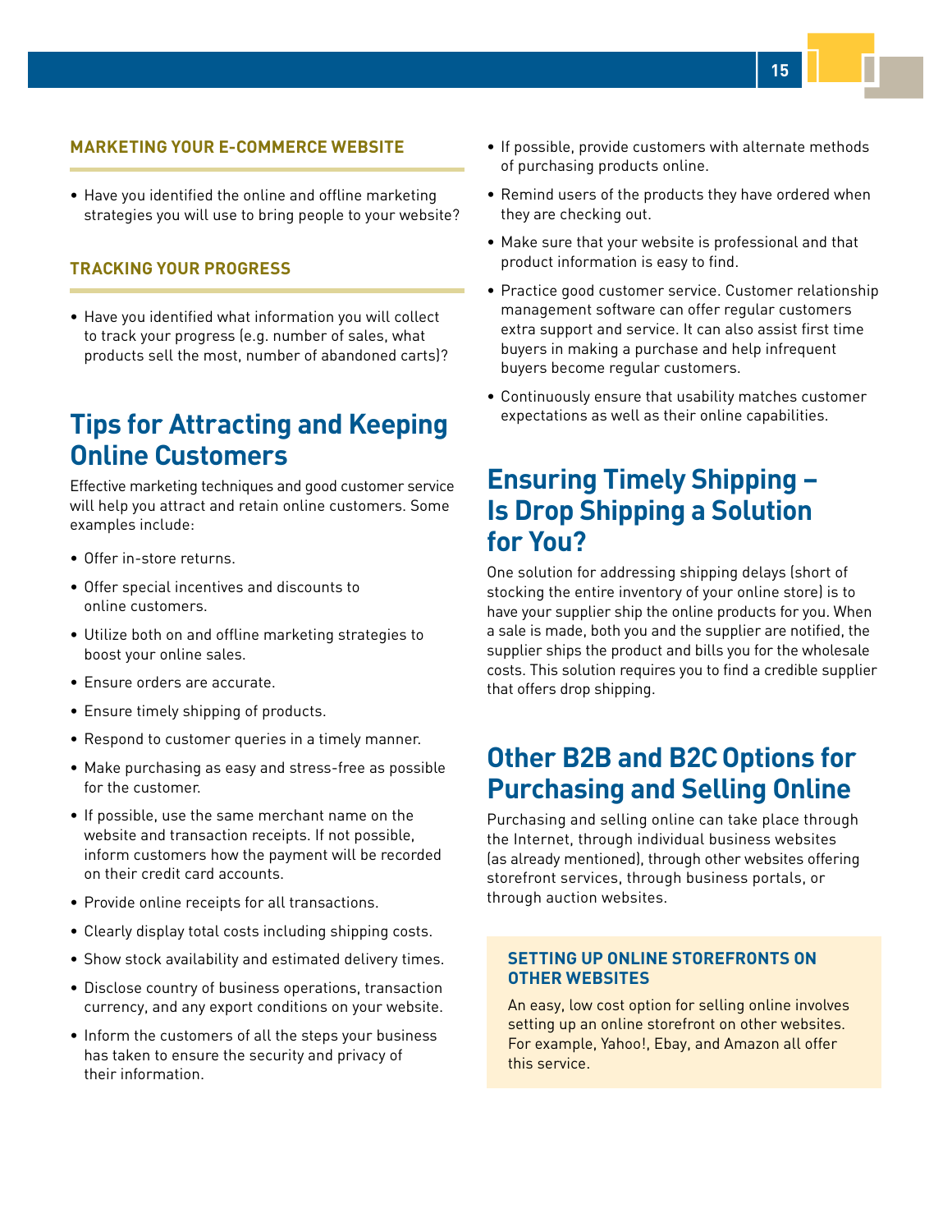### MARKETING YOUR E-COMMERCE WEBSITE

- Have you identified the online and offline marketing strategies you will use to bring people to your website?

### TRACKING YOUR PROGRESS

- Have you identified what information you will collect to track your progress (e.g. number of sales, what products sell the most, number of abandoned carts)?

## Tips for Attracting and Keeping Online Customers

Effective marketing techniques and good customer service will help you attract and retain online customers. Some examples include:

- Offer in-store returns.
- Offer special incentives and discounts to online customers.
- Utilize both on and offline marketing strategies to boost your online sales.
- Ensure orders are accurate.
- Ensure timely shipping of products.
- Respond to customer queries in a timely manner.
- Make purchasing as easy and stress-free as possible for the customer.
- If possible, use the same merchant name on the website and transaction receipts. If not possible, inform customers how the payment will be recorded on their credit card accounts.
- Provide online receipts for all transactions.
- Clearly display total costs including shipping costs.
- Show stock availability and estimated delivery times.
- Disclose country of business operations, transaction currency, and any export conditions on your website.
- Inform the customers of all the steps your business has taken to ensure the security and privacy of their information.
- If possible, provide customers with alternate methods of purchasing products online.
- Remind users of the products they have ordered when they are checking out.
- Make sure that your website is professional and that product information is easy to find.
- Practice good customer service. Customer relationship management software can offer regular customers extra support and service. It can also assist first time buyers in making a purchase and help infrequent buyers become regular customers.
- Continuously ensure that usability matches customer expectations as well as their online capabilities.

## Ensuring Timely Shipping – Is Drop Shipping a Solution for You?

One solution for addressing shipping delays (short of stocking the entire inventory of your online store) is to have your supplier ship the online products for you. When a sale is made, both you and the supplier are notified, the supplier ships the product and bills you for the wholesale costs. This solution requires you to find a credible supplier that offers drop shipping.

## Other B2B and B2C Options for Purchasing and Selling Online

Purchasing and selling online can take place through the Internet, through individual business websites (as already mentioned), through other websites offering storefront services, through business portals, or through auction websites.

### SETTING UP ONLINE STOREFRONTS ON OTHER WEBSITES

An easy, low cost option for selling online involves setting up an online storefront on other websites. For example, Yahoo!, Ebay, and Amazon all offer this service.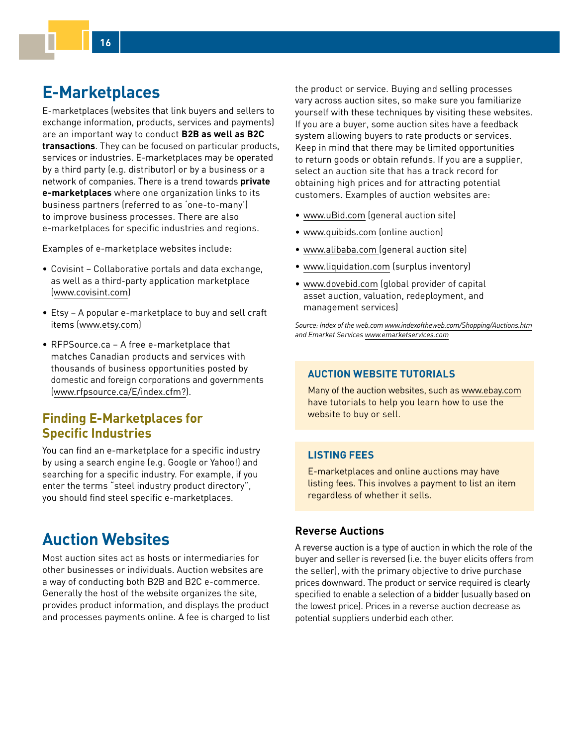# E-Marketplaces

E-marketplaces (websites that link buyers and sellers to exchange information, products, services and payments) are an important way to conduct **B2B as well as B2C transactions**. They can be focused on particular products, services or industries. E-marketplaces may be operated by a third party (e.g. distributor) or by a business or a network of companies. There is a trend towards **private e-marketplaces** where one organization links to its business partners (referred to as 'one-to-many') to improve business processes. There are also e-marketplaces for specific industries and regions.

Examples of e-marketplace websites include:

- Covisint – Collaborative portals and data exchange, as well as a third-party application marketplace (www.covisint.com)
- Etsy – A popular e-marketplace to buy and sell craft items (www.etsy.com)
- RFPSource.ca – A free e-marketplace that matches Canadian products and services with thousands of business opportunities posted by domestic and foreign corporations and governments (www.rfpsource.ca/E/index.cfm?).

## Finding E-Marketplaces for Specific Industries

You can find an e-marketplace for a specific industry by using a search engine (e.g. Google or Yahoo!) and searching for a specific industry. For example, if you enter the terms "steel industry product directory", you should find steel specific e-marketplaces.

# Auction Websites

Most auction sites act as hosts or intermediaries for other businesses or individuals. Auction websites are a way of conducting both B2B and B2C e-commerce. Generally the host of the website organizes the site, provides product information, and displays the product and processes payments online. A fee is charged to list the product or service. Buying and selling processes vary across auction sites, so make sure you familiarize yourself with these techniques by visiting these websites. If you are a buyer, some auction sites have a feedback system allowing buyers to rate products or services. Keep in mind that there may be limited opportunities to return goods or obtain refunds. If you are a supplier, select an auction site that has a track record for obtaining high prices and for attracting potential customers. Examples of auction websites are:

- www.uBid.com (general auction site)
- www.quibids.com (online auction)
- www.alibaba.com (general auction site)
- www.liquidation.com (surplus inventory)
- www.dovebid.com (global provider of capital asset auction, valuation, redeployment, and management services)

*Source: Index of the web.com www.indexoftheweb.com/Shopping/Auctions.htm and Emarket Services www.emarketservices.com*

### AUCTION WEBSITE TUTORIALS

Many of the auction websites, such as www.ebay.com have tutorials to help you learn how to use the website to buy or sell.

### LISTING FEES

E-marketplaces and online auctions may have listing fees. This involves a payment to list an item regardless of whether it sells.

### Reverse Auctions

A reverse auction is a type of auction in which the role of the buyer and seller is reversed (i.e. the buyer elicits offers from the seller), with the primary objective to drive purchase prices downward. The product or service required is clearly specified to enable a selection of a bidder (usually based on the lowest price). Prices in a reverse auction decrease as potential suppliers underbid each other.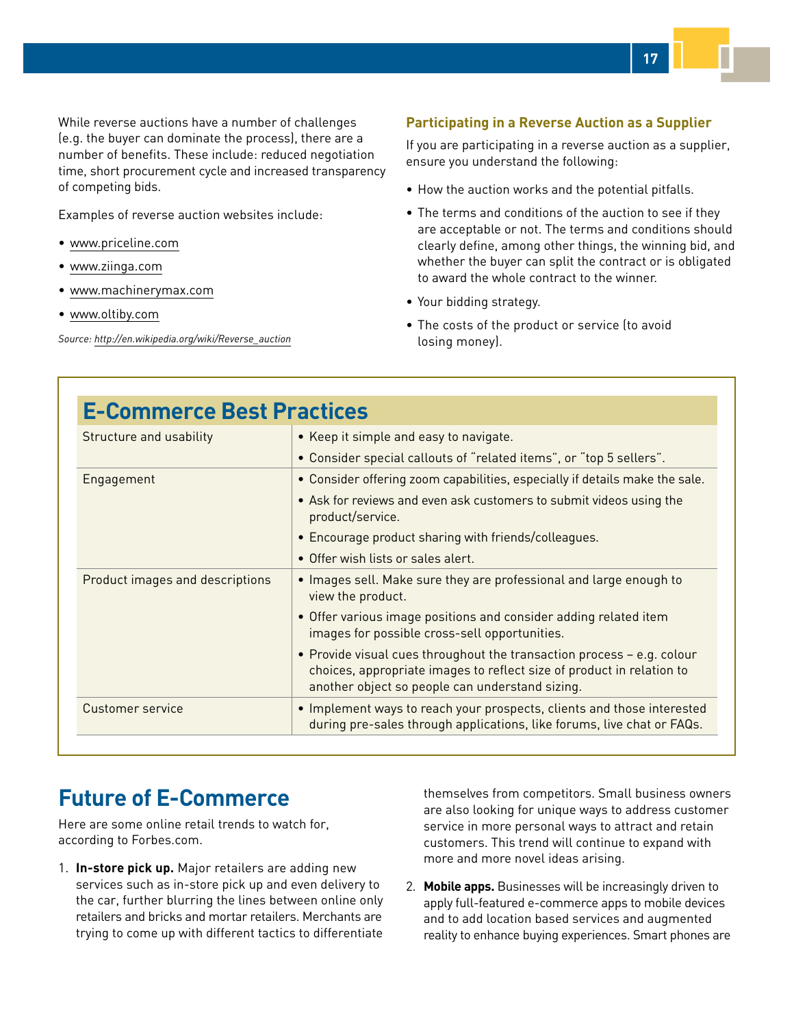While reverse auctions have a number of challenges (e.g. the buyer can dominate the process), there are a number of benefits. These include: reduced negotiation time, short procurement cycle and increased transparency of competing bids.

Examples of reverse auction websites include:

- www.priceline.com
- www.ziinga.com
- www.machinerymax.com
- www.oltiby.com

*Source: http://en.wikipedia.org/wiki/Reverse_auction*

### Participating in a Reverse Auction as a Supplier

If you are participating in a reverse auction as a supplier, ensure you understand the following:

- How the auction works and the potential pitfalls.
- The terms and conditions of the auction to see if they are acceptable or not. The terms and conditions should clearly define, among other things, the winning bid, and whether the buyer can split the contract or is obligated to award the whole contract to the winner.
- Your bidding strategy.
- The costs of the product or service (to avoid losing money).

## E-Commerce Best Practices

| | |
|---|---|
| Structure and usability | • Keep it simple and easy to navigate.<br>• Consider special callouts of "related items", or "top 5 sellers". |
| Engagement | • Consider offering zoom capabilities, especially if details make the sale.<br>• Ask for reviews and even ask customers to submit videos using the product/service.<br>• Encourage product sharing with friends/colleagues.<br>• Offer wish lists or sales alert. |
| Product images and descriptions | • Images sell. Make sure they are professional and large enough to view the product.<br>• Offer various image positions and consider adding related item images for possible cross-sell opportunities.<br>• Provide visual cues throughout the transaction process – e.g. colour choices, appropriate images to reflect size of product in relation to another object so people can understand sizing. |
| Customer service | • Implement ways to reach your prospects, clients and those interested during pre-sales through applications, like forums, live chat or FAQs. |

## Future of E-Commerce

Here are some online retail trends to watch for, according to Forbes.com.

1. **In-store pick up.** Major retailers are adding new services such as in-store pick up and even delivery to the car, further blurring the lines between online only retailers and bricks and mortar retailers. Merchants are trying to come up with different tactics to differentiate themselves from competitors. Small business owners are also looking for unique ways to address customer service in more personal ways to attract and retain customers. This trend will continue to expand with more and more novel ideas arising.
2. **Mobile apps.** Businesses will be increasingly driven to apply full-featured e-commerce apps to mobile devices and to add location based services and augmented reality to enhance buying experiences. Smart phones are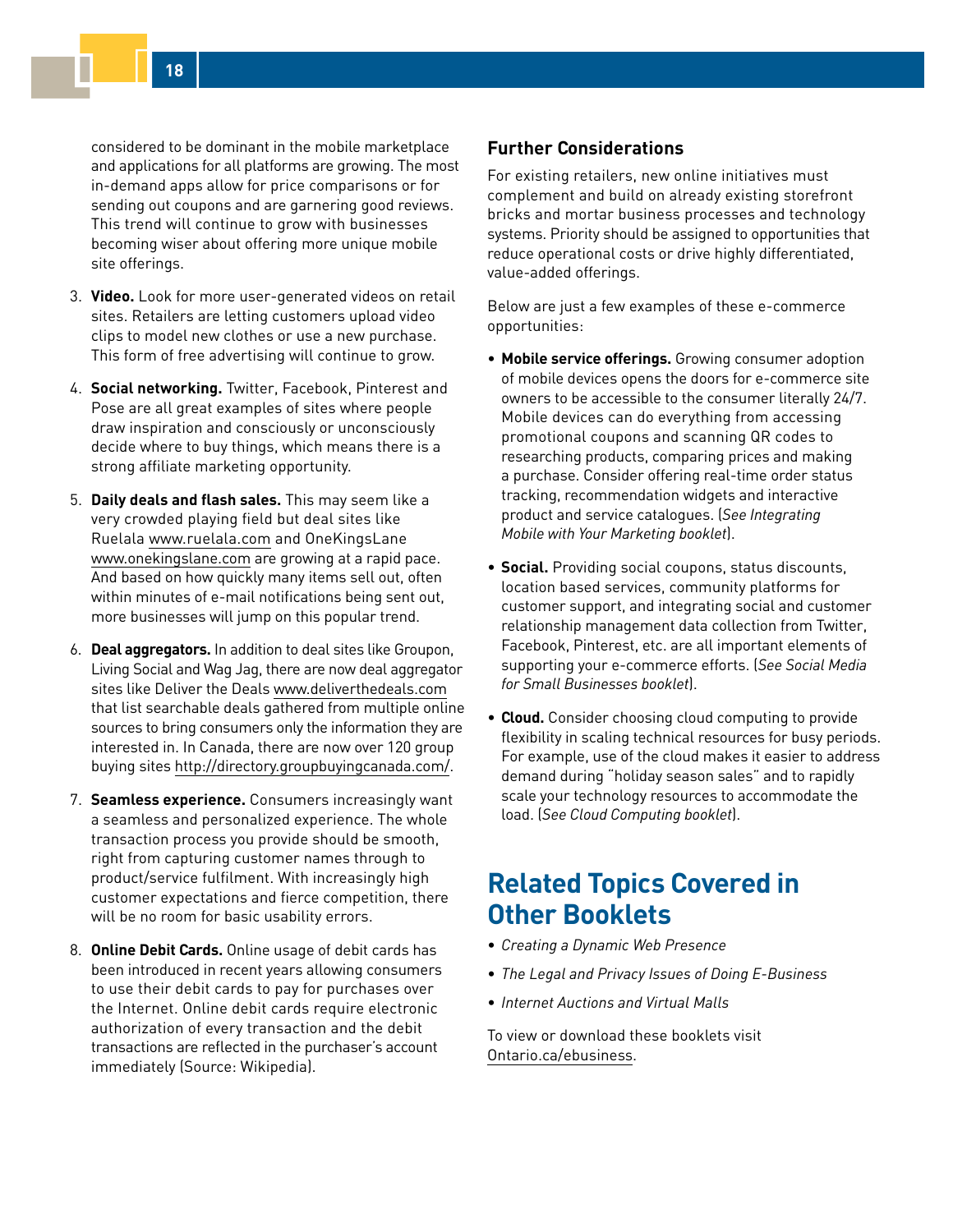considered to be dominant in the mobile marketplace and applications for all platforms are growing. The most in-demand apps allow for price comparisons or for sending out coupons and are garnering good reviews. This trend will continue to grow with businesses becoming wiser about offering more unique mobile site offerings.

3. **Video.** Look for more user-generated videos on retail sites. Retailers are letting customers upload video clips to model new clothes or use a new purchase. This form of free advertising will continue to grow.

4. **Social networking.** Twitter, Facebook, Pinterest and Pose are all great examples of sites where people draw inspiration and consciously or unconsciously decide where to buy things, which means there is a strong affiliate marketing opportunity.

5. **Daily deals and flash sales.** This may seem like a very crowded playing field but deal sites like Ruelala www.ruelala.com and OneKingsLane www.onekingslane.com are growing at a rapid pace. And based on how quickly many items sell out, often within minutes of e-mail notifications being sent out, more businesses will jump on this popular trend.

6. **Deal aggregators.** In addition to deal sites like Groupon, Living Social and Wag Jag, there are now deal aggregator sites like Deliver the Deals www.deliverthedeals.com that list searchable deals gathered from multiple online sources to bring consumers only the information they are interested in. In Canada, there are now over 120 group buying sites http://directory.groupbuyingcanada.com/.

7. **Seamless experience.** Consumers increasingly want a seamless and personalized experience. The whole transaction process you provide should be smooth, right from capturing customer names through to product/service fulfilment. With increasingly high customer expectations and fierce competition, there will be no room for basic usability errors.

8. **Online Debit Cards.** Online usage of debit cards has been introduced in recent years allowing consumers to use their debit cards to pay for purchases over the Internet. Online debit cards require electronic authorization of every transaction and the debit transactions are reflected in the purchaser's account immediately (Source: Wikipedia).

### Further Considerations

For existing retailers, new online initiatives must complement and build on already existing storefront bricks and mortar business processes and technology systems. Priority should be assigned to opportunities that reduce operational costs or drive highly differentiated, value-added offerings.

Below are just a few examples of these e-commerce opportunities:

- **Mobile service offerings.** Growing consumer adoption of mobile devices opens the doors for e-commerce site owners to be accessible to the consumer literally 24/7. Mobile devices can do everything from accessing promotional coupons and scanning QR codes to researching products, comparing prices and making a purchase. Consider offering real-time order status tracking, recommendation widgets and interactive product and service catalogues. (*See Integrating Mobile with Your Marketing booklet*).
- **Social.** Providing social coupons, status discounts, location based services, community platforms for customer support, and integrating social and customer relationship management data collection from Twitter, Facebook, Pinterest, etc. are all important elements of supporting your e-commerce efforts. (*See Social Media for Small Businesses booklet*).
- **Cloud.** Consider choosing cloud computing to provide flexibility in scaling technical resources for busy periods. For example, use of the cloud makes it easier to address demand during "holiday season sales" and to rapidly scale your technology resources to accommodate the load. (*See Cloud Computing booklet*).

## Related Topics Covered in Other Booklets

- *Creating a Dynamic Web Presence*
- *The Legal and Privacy Issues of Doing E-Business*
- *Internet Auctions and Virtual Malls*

To view or download these booklets visit Ontario.ca/ebusiness.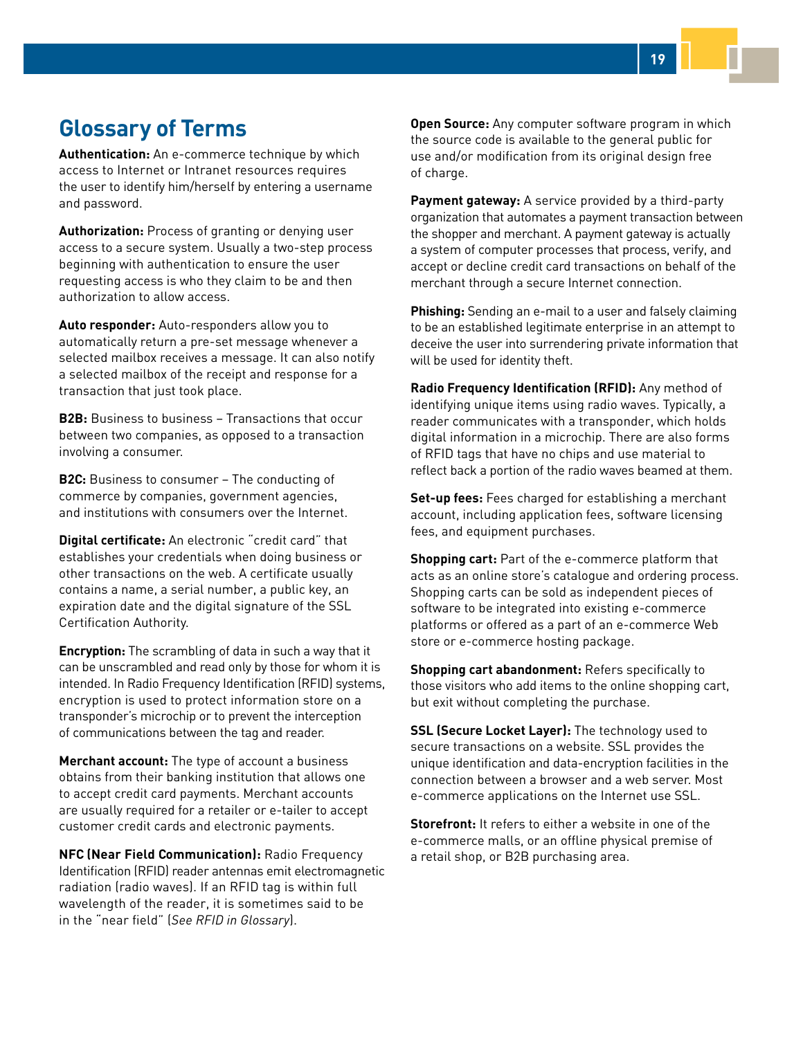## Glossary of Terms

**Authentication:** An e-commerce technique by which access to Internet or Intranet resources requires the user to identify him/herself by entering a username and password.

**Authorization:** Process of granting or denying user access to a secure system. Usually a two-step process beginning with authentication to ensure the user requesting access is who they claim to be and then authorization to allow access.

**Auto responder:** Auto-responders allow you to automatically return a pre-set message whenever a selected mailbox receives a message. It can also notify a selected mailbox of the receipt and response for a transaction that just took place.

**B2B:** Business to business – Transactions that occur between two companies, as opposed to a transaction involving a consumer.

**B2C:** Business to consumer – The conducting of commerce by companies, government agencies, and institutions with consumers over the Internet.

**Digital certificate:** An electronic "credit card" that establishes your credentials when doing business or other transactions on the web. A certificate usually contains a name, a serial number, a public key, an expiration date and the digital signature of the SSL Certification Authority.

**Encryption:** The scrambling of data in such a way that it can be unscrambled and read only by those for whom it is intended. In Radio Frequency Identification (RFID) systems, encryption is used to protect information store on a transponder's microchip or to prevent the interception of communications between the tag and reader.

**Merchant account:** The type of account a business obtains from their banking institution that allows one to accept credit card payments. Merchant accounts are usually required for a retailer or e-tailer to accept customer credit cards and electronic payments.

**NFC (Near Field Communication):** Radio Frequency Identification (RFID) reader antennas emit electromagnetic radiation (radio waves). If an RFID tag is within full wavelength of the reader, it is sometimes said to be in the "near field" (*See RFID in Glossary*).

**Open Source:** Any computer software program in which the source code is available to the general public for use and/or modification from its original design free of charge.

**Payment gateway:** A service provided by a third-party organization that automates a payment transaction between the shopper and merchant. A payment gateway is actually a system of computer processes that process, verify, and accept or decline credit card transactions on behalf of the merchant through a secure Internet connection.

**Phishing:** Sending an e-mail to a user and falsely claiming to be an established legitimate enterprise in an attempt to deceive the user into surrendering private information that will be used for identity theft.

**Radio Frequency Identification (RFID):** Any method of identifying unique items using radio waves. Typically, a reader communicates with a transponder, which holds digital information in a microchip. There are also forms of RFID tags that have no chips and use material to reflect back a portion of the radio waves beamed at them.

**Set-up fees:** Fees charged for establishing a merchant account, including application fees, software licensing fees, and equipment purchases.

**Shopping cart:** Part of the e-commerce platform that acts as an online store's catalogue and ordering process. Shopping carts can be sold as independent pieces of software to be integrated into existing e-commerce platforms or offered as a part of an e-commerce Web store or e-commerce hosting package.

**Shopping cart abandonment:** Refers specifically to those visitors who add items to the online shopping cart, but exit without completing the purchase.

**SSL (Secure Locket Layer):** The technology used to secure transactions on a website. SSL provides the unique identification and data-encryption facilities in the connection between a browser and a web server. Most e-commerce applications on the Internet use SSL.

**Storefront:** It refers to either a website in one of the e-commerce malls, or an offline physical premise of a retail shop, or B2B purchasing area.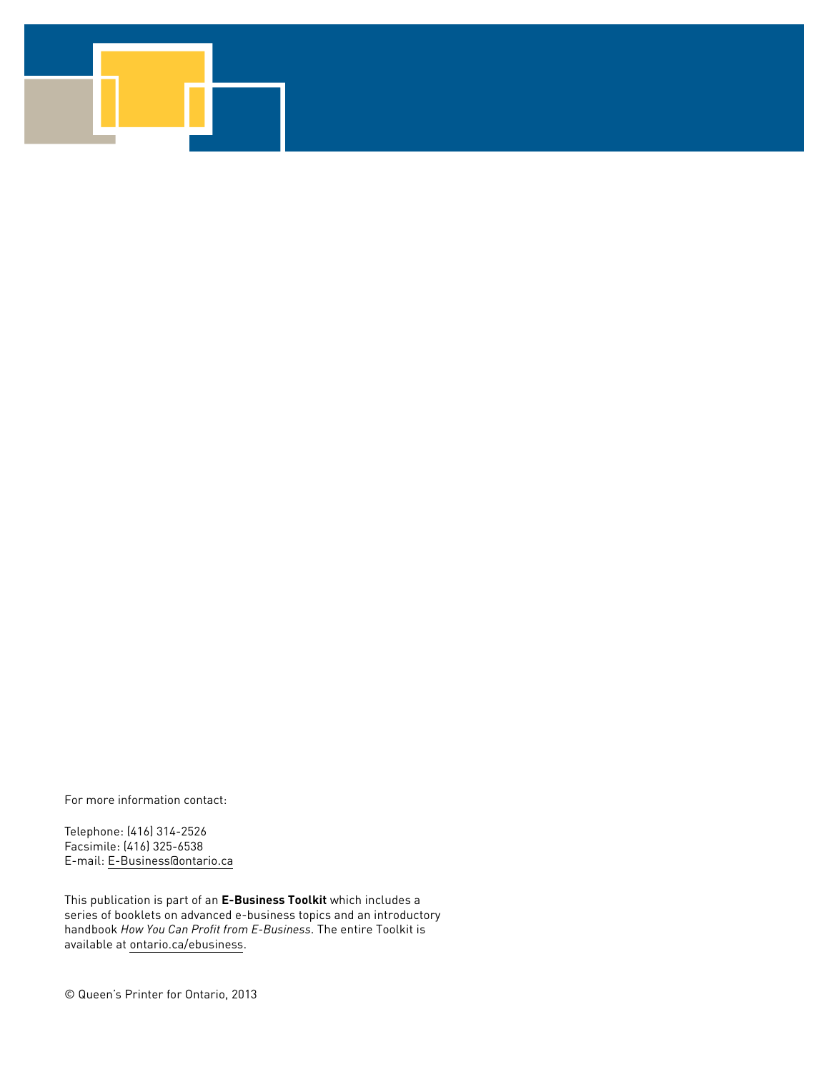For more information contact:

Telephone: (416) 314-2526
Facsimile: (416) 325-6538
E-mail: E-Business@ontario.ca

This publication is part of an **E-Business Toolkit** which includes a series of booklets on advanced e-business topics and an introductory handbook *How You Can Profit from E-Business*. The entire Toolkit is available at ontario.ca/ebusiness.

© Queen's Printer for Ontario, 2013